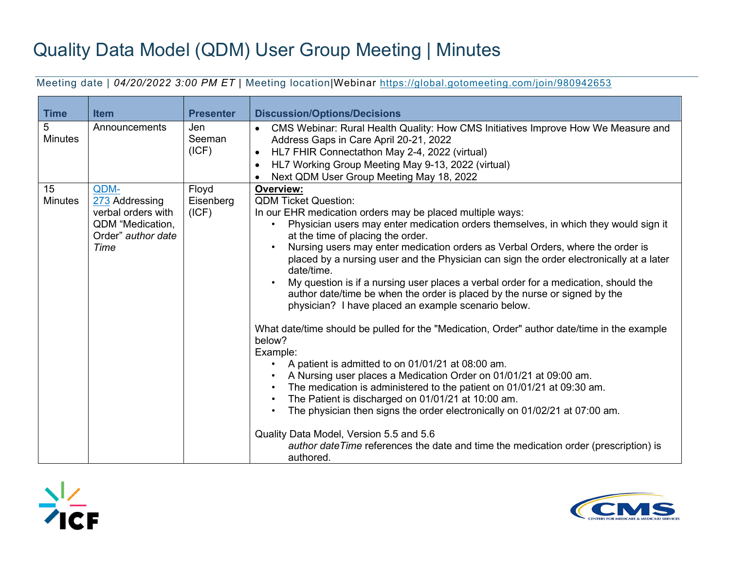# Quality Data Model (QDM) User Group Meeting | Minutes

Meeting date | *04/20/2022 3:00 PM ET* | Meeting location|Webinar https://global.gotomeeting.com/join/980942653

| Time | Item | Presenter | Discussion/Options/Decisions |
|---|---|---|---|
| 5 Minutes | Announcements | Jen Seeman (ICF) | • CMS Webinar: Rural Health Quality: How CMS Initiatives Improve How We Measure and Address Gaps in Care April 20-21, 2022<br>• HL7 FHIR Connectathon May 2-4, 2022 (virtual)<br>• HL7 Working Group Meeting May 9-13, 2022 (virtual)<br>• Next QDM User Group Meeting May 18, 2022 |
| 15 Minutes | QDM-273 Addressing verbal orders with QDM "Medication, Order" *author date Time* | Floyd Eisenberg (ICF) | **<u>Overview:</u>**<br>QDM Ticket Question:<br>In our EHR medication orders may be placed multiple ways:<br>• Physician users may enter medication orders themselves, in which they would sign it at the time of placing the order.<br>• Nursing users may enter medication orders as Verbal Orders, where the order is placed by a nursing user and the Physician can sign the order electronically at a later date/time.<br>• My question is if a nursing user places a verbal order for a medication, should the author date/time be when the order is placed by the nurse or signed by the physician? I have placed an example scenario below.<br><br>What date/time should be pulled for the "Medication, Order" author date/time in the example below?<br>Example:<br>• A patient is admitted to on 01/01/21 at 08:00 am.<br>• A Nursing user places a Medication Order on 01/01/21 at 09:00 am.<br>• The medication is administered to the patient on 01/01/21 at 09:30 am.<br>• The Patient is discharged on 01/01/21 at 10:00 am.<br>• The physician then signs the order electronically on 01/02/21 at 07:00 am.<br><br>Quality Data Model, Version 5.5 and 5.6<br>*author dateTime* references the date and time the medication order (prescription) is authored. |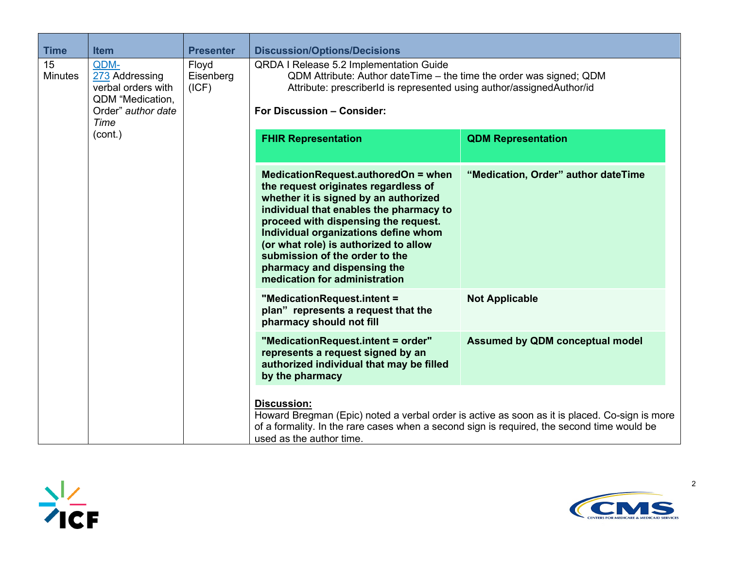| Time | Item | Presenter | Discussion/Options/Decisions |
|---|---|---|---|
| 15 Minutes | QDM-273 Addressing verbal orders with QDM "Medication, Order" *author date Time* (cont.) | Floyd Eisenberg (ICF) | QRDA I Release 5.2 Implementation Guide<br>QDM Attribute: Author dateTime – the time the order was signed; QDM Attribute: prescriberId is represented using author/assignedAuthor/id<br><br>**For Discussion – Consider:**<br><br>**FHIR Representation** → **QDM Representation**:<br>**MedicationRequest.authoredOn = when the request originates regardless of whether it is signed by an authorized individual that enables the pharmacy to proceed with dispensing the request. Individual organizations define whom (or what role) is authorized to allow submission of the order to the pharmacy and dispensing the medication for administration** → **"Medication, Order" author dateTime**<br>**"MedicationRequest.intent = plan" represents a request that the pharmacy should not fill** → **Not Applicable**<br>**"MedicationRequest.intent = order" represents a request signed by an authorized individual that may be filled by the pharmacy** → **Assumed by QDM conceptual model**<br><br>**Discussion:**<br>Howard Bregman (Epic) noted a verbal order is active as soon as it is placed. Co-sign is more of a formality. In the rare cases when a second sign is required, the second time would be used as the author time. |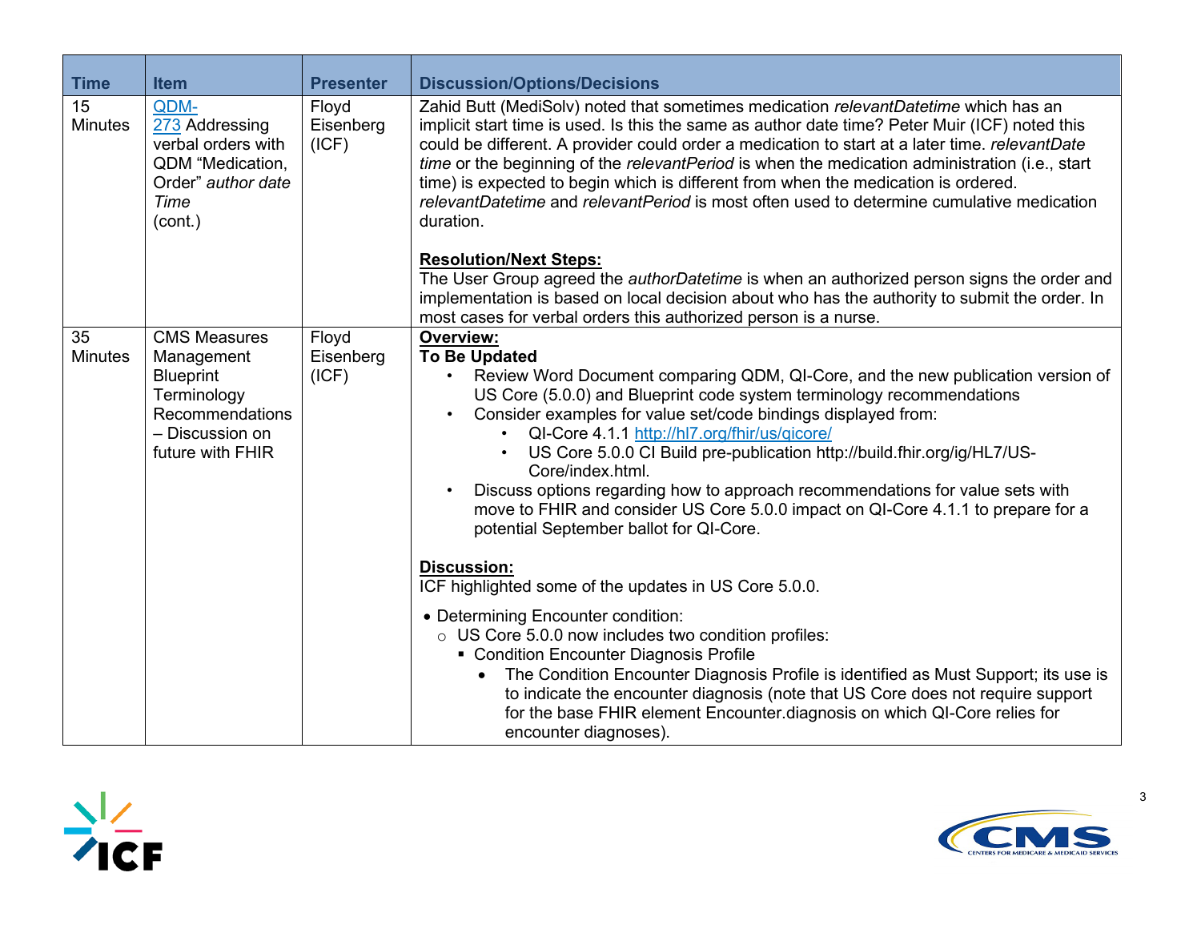| Time | Item | Presenter | Discussion/Options/Decisions |
|---|---|---|---|
| 15 Minutes | QDM-273 Addressing verbal orders with QDM "Medication, Order" *author date Time* (cont.) | Floyd Eisenberg (ICF) | Zahid Butt (MediSolv) noted that sometimes medication *relevantDatetime* which has an implicit start time is used. Is this the same as author date time? Peter Muir (ICF) noted this could be different. A provider could order a medication to start at a later time. *relevantDate time* or the beginning of the *relevantPeriod* is when the medication administration (i.e., start time) is expected to begin which is different from when the medication is ordered. *relevantDatetime* and *relevantPeriod* is most often used to determine cumulative medication duration.<br><br>**Resolution/Next Steps:**<br>The User Group agreed the *authorDatetime* is when an authorized person signs the order and implementation is based on local decision about who has the authority to submit the order. In most cases for verbal orders this authorized person is a nurse. |
| 35 Minutes | CMS Measures Management Blueprint Terminology Recommendations – Discussion on future with FHIR | Floyd Eisenberg (ICF) | **Overview:**<br>**To Be Updated**<br>• Review Word Document comparing QDM, QI-Core, and the new publication version of US Core (5.0.0) and Blueprint code system terminology recommendations<br>• Consider examples for value set/code bindings displayed from:<br>&nbsp;&nbsp;&nbsp;&nbsp;• QI-Core 4.1.1 http://hl7.org/fhir/us/qicore/<br>&nbsp;&nbsp;&nbsp;&nbsp;• US Core 5.0.0 CI Build pre-publication http://build.fhir.org/ig/HL7/US-Core/index.html.<br>• Discuss options regarding how to approach recommendations for value sets with move to FHIR and consider US Core 5.0.0 impact on QI-Core 4.1.1 to prepare for a potential September ballot for QI-Core.<br><br>**Discussion:**<br>ICF highlighted some of the updates in US Core 5.0.0.<br><br>• Determining Encounter condition:<br>&nbsp;&nbsp;&nbsp;&nbsp;○ US Core 5.0.0 now includes two condition profiles:<br>&nbsp;&nbsp;&nbsp;&nbsp;&nbsp;&nbsp;&nbsp;&nbsp;▪ Condition Encounter Diagnosis Profile<br>&nbsp;&nbsp;&nbsp;&nbsp;&nbsp;&nbsp;&nbsp;&nbsp;&nbsp;&nbsp;&nbsp;&nbsp;• The Condition Encounter Diagnosis Profile is identified as Must Support; its use is to indicate the encounter diagnosis (note that US Core does not require support for the base FHIR element Encounter.diagnosis on which QI-Core relies for encounter diagnoses). |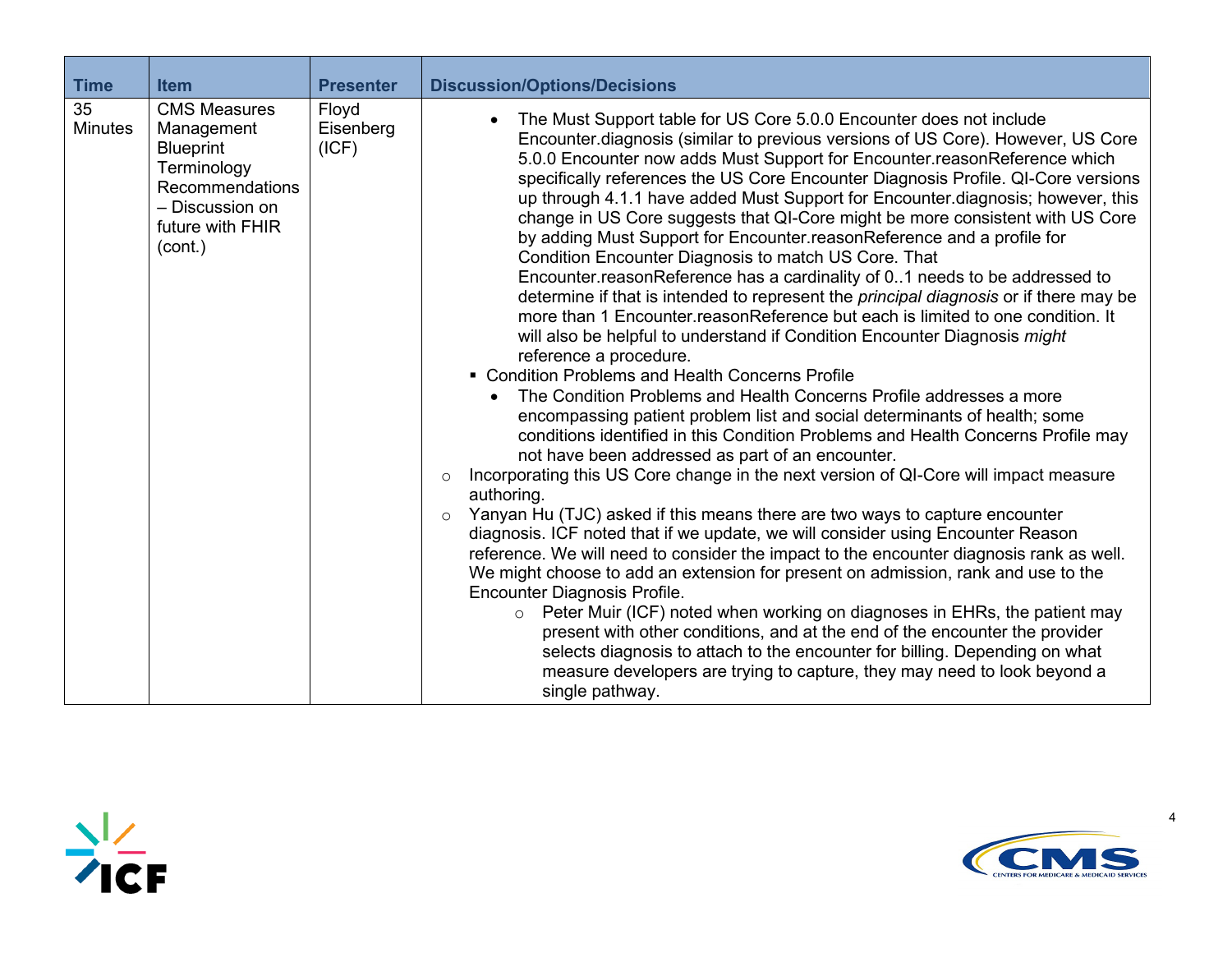| Time | Item | Presenter | Discussion/Options/Decisions |
|---|---|---|---|
| 35 Minutes | CMS Measures Management Blueprint Terminology Recommendations – Discussion on future with FHIR (cont.) | Floyd Eisenberg (ICF) | • The Must Support table for US Core 5.0.0 Encounter does not include Encounter.diagnosis (similar to previous versions of US Core). However, US Core 5.0.0 Encounter now adds Must Support for Encounter.reasonReference which specifically references the US Core Encounter Diagnosis Profile. QI-Core versions up through 4.1.1 have added Must Support for Encounter.diagnosis; however, this change in US Core suggests that QI-Core might be more consistent with US Core by adding Must Support for Encounter.reasonReference and a profile for Condition Encounter Diagnosis to match US Core. That Encounter.reasonReference has a cardinality of 0..1 needs to be addressed to determine if that is intended to represent the *principal diagnosis* or if there may be more than 1 Encounter.reasonReference but each is limited to one condition. It will also be helpful to understand if Condition Encounter Diagnosis *might* reference a procedure.<br>▪ Condition Problems and Health Concerns Profile<br>• The Condition Problems and Health Concerns Profile addresses a more encompassing patient problem list and social determinants of health; some conditions identified in this Condition Problems and Health Concerns Profile may not have been addressed as part of an encounter.<br>○ Incorporating this US Core change in the next version of QI-Core will impact measure authoring.<br>○ Yanyan Hu (TJC) asked if this means there are two ways to capture encounter diagnosis. ICF noted that if we update, we will consider using Encounter Reason reference. We will need to consider the impact to the encounter diagnosis rank as well. We might choose to add an extension for present on admission, rank and use to the Encounter Diagnosis Profile.<br>○ Peter Muir (ICF) noted when working on diagnoses in EHRs, the patient may present with other conditions, and at the end of the encounter the provider selects diagnosis to attach to the encounter for billing. Depending on what measure developers are trying to capture, they may need to look beyond a single pathway. |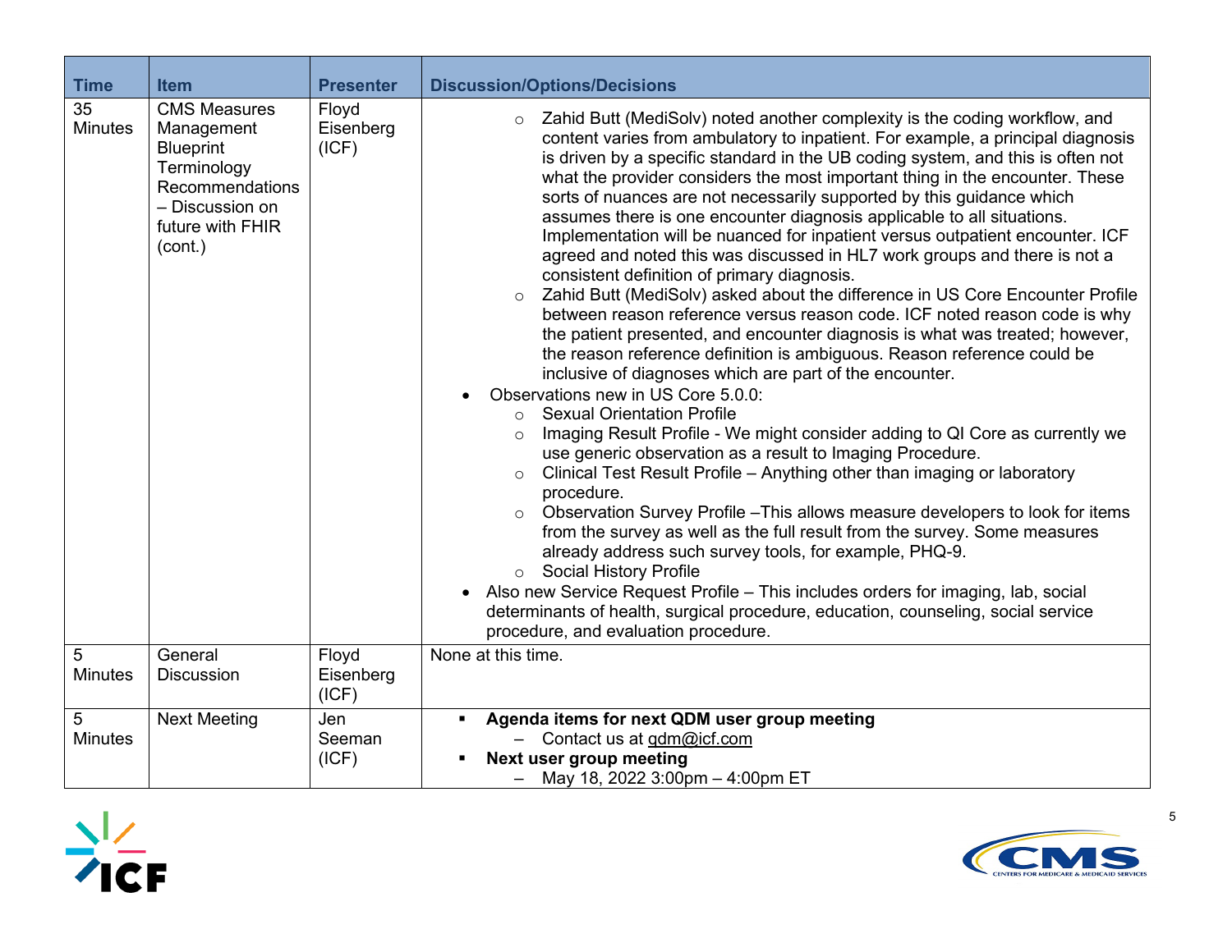| Time | Item | Presenter | Discussion/Options/Decisions |
|---|---|---|---|
| 35 Minutes | CMS Measures Management Blueprint Terminology Recommendations – Discussion on future with FHIR (cont.) | Floyd Eisenberg (ICF) | ○ Zahid Butt (MediSolv) noted another complexity is the coding workflow, and content varies from ambulatory to inpatient. For example, a principal diagnosis is driven by a specific standard in the UB coding system, and this is often not what the provider considers the most important thing in the encounter. These sorts of nuances are not necessarily supported by this guidance which assumes there is one encounter diagnosis applicable to all situations. Implementation will be nuanced for inpatient versus outpatient encounter. ICF agreed and noted this was discussed in HL7 work groups and there is not a consistent definition of primary diagnosis.<br>○ Zahid Butt (MediSolv) asked about the difference in US Core Encounter Profile between reason reference versus reason code. ICF noted reason code is why the patient presented, and encounter diagnosis is what was treated; however, the reason reference definition is ambiguous. Reason reference could be inclusive of diagnoses which are part of the encounter.<br>• Observations new in US Core 5.0.0:<br>○ Sexual Orientation Profile<br>○ Imaging Result Profile - We might consider adding to QI Core as currently we use generic observation as a result to Imaging Procedure.<br>○ Clinical Test Result Profile – Anything other than imaging or laboratory procedure.<br>○ Observation Survey Profile –This allows measure developers to look for items from the survey as well as the full result from the survey. Some measures already address such survey tools, for example, PHQ-9.<br>○ Social History Profile<br>• Also new Service Request Profile – This includes orders for imaging, lab, social determinants of health, surgical procedure, education, counseling, social service procedure, and evaluation procedure. |
| 5 Minutes | General Discussion | Floyd Eisenberg (ICF) | None at this time. |
| 5 Minutes | Next Meeting | Jen Seeman (ICF) | ▪ **Agenda items for next QDM user group meeting**<br>– Contact us at qdm@icf.com<br>▪ **Next user group meeting**<br>– May 18, 2022 3:00pm – 4:00pm ET |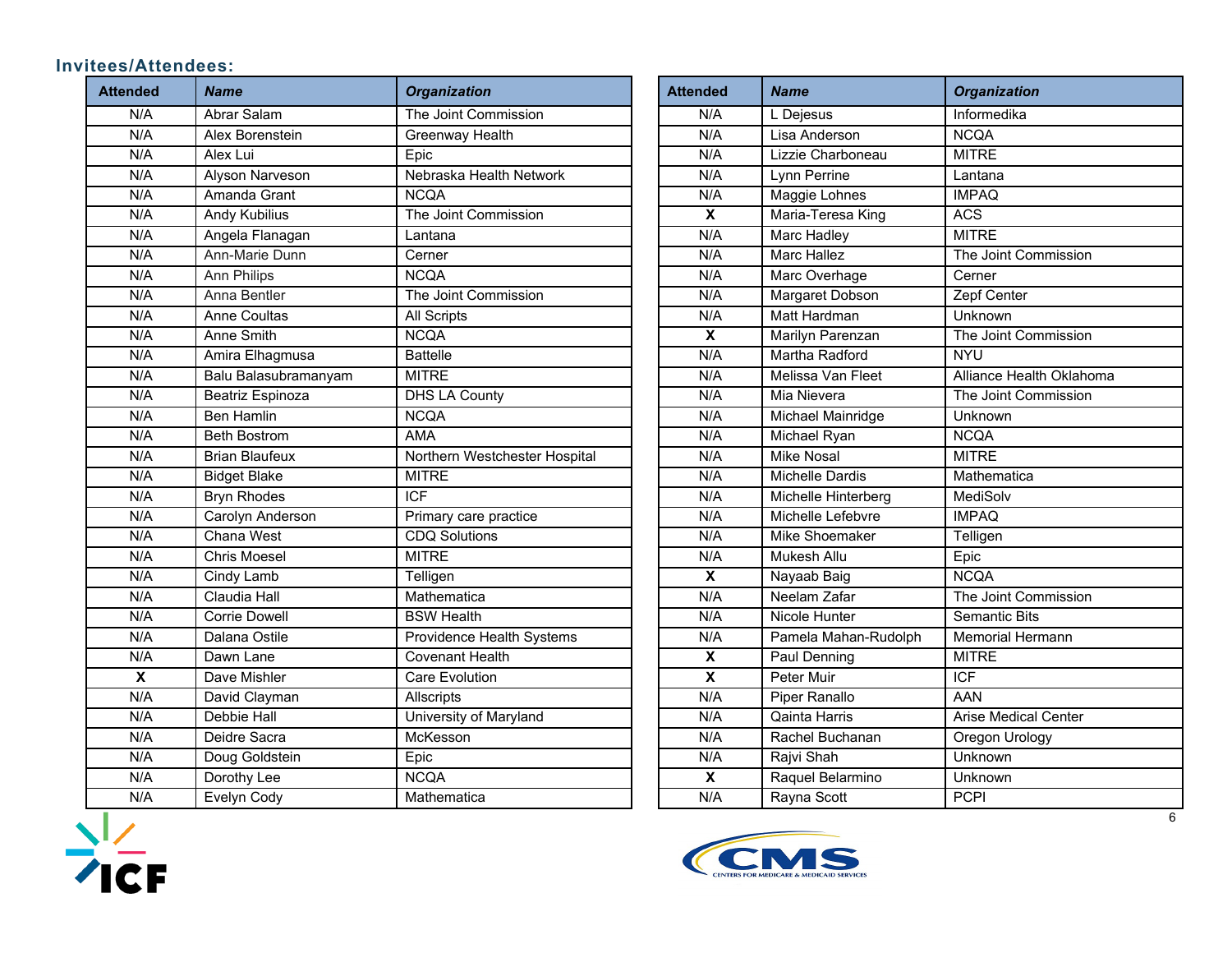### Invitees/Attendees:

| Attended | *Name* | *Organization* |
|---|---|---|
| N/A | Abrar Salam | The Joint Commission |
| N/A | Alex Borenstein | Greenway Health |
| N/A | Alex Lui | Epic |
| N/A | Alyson Narveson | Nebraska Health Network |
| N/A | Amanda Grant | NCQA |
| N/A | Andy Kubilius | The Joint Commission |
| N/A | Angela Flanagan | Lantana |
| N/A | Ann-Marie Dunn | Cerner |
| N/A | Ann Philips | NCQA |
| N/A | Anna Bentler | The Joint Commission |
| N/A | Anne Coultas | All Scripts |
| N/A | Anne Smith | NCQA |
| N/A | Amira Elhagmusa | Battelle |
| N/A | Balu Balasubramanyam | MITRE |
| N/A | Beatriz Espinoza | DHS LA County |
| N/A | Ben Hamlin | NCQA |
| N/A | Beth Bostrom | AMA |
| N/A | Brian Blaufeux | Northern Westchester Hospital |
| N/A | Bidget Blake | MITRE |
| N/A | Bryn Rhodes | ICF |
| N/A | Carolyn Anderson | Primary care practice |
| N/A | Chana West | CDQ Solutions |
| N/A | Chris Moesel | MITRE |
| N/A | Cindy Lamb | Telligen |
| N/A | Claudia Hall | Mathematica |
| N/A | Corrie Dowell | BSW Health |
| N/A | Dalana Ostile | Providence Health Systems |
| N/A | Dawn Lane | Covenant Health |
| **X** | Dave Mishler | Care Evolution |
| N/A | David Clayman | Allscripts |
| N/A | Debbie Hall | University of Maryland |
| N/A | Deidre Sacra | McKesson |
| N/A | Doug Goldstein | Epic |
| N/A | Dorothy Lee | NCQA |
| N/A | Evelyn Cody | Mathematica |

| Attended | *Name* | *Organization* |
|---|---|---|
| N/A | L Dejesus | Informedika |
| N/A | Lisa Anderson | NCQA |
| N/A | Lizzie Charboneau | MITRE |
| N/A | Lynn Perrine | Lantana |
| N/A | Maggie Lohnes | IMPAQ |
| **X** | Maria-Teresa King | ACS |
| N/A | Marc Hadley | MITRE |
| N/A | Marc Hallez | The Joint Commission |
| N/A | Marc Overhage | Cerner |
| N/A | Margaret Dobson | Zepf Center |
| N/A | Matt Hardman | Unknown |
| **X** | Marilyn Parenzan | The Joint Commission |
| N/A | Martha Radford | NYU |
| N/A | Melissa Van Fleet | Alliance Health Oklahoma |
| N/A | Mia Nievera | The Joint Commission |
| N/A | Michael Mainridge | Unknown |
| N/A | Michael Ryan | NCQA |
| N/A | Mike Nosal | MITRE |
| N/A | Michelle Dardis | Mathematica |
| N/A | Michelle Hinterberg | MediSolv |
| N/A | Michelle Lefebvre | IMPAQ |
| N/A | Mike Shoemaker | Telligen |
| N/A | Mukesh Allu | Epic |
| **X** | Nayaab Baig | NCQA |
| N/A | Neelam Zafar | The Joint Commission |
| N/A | Nicole Hunter | Semantic Bits |
| N/A | Pamela Mahan-Rudolph | Memorial Hermann |
| **X** | Paul Denning | MITRE |
| **X** | Peter Muir | ICF |
| N/A | Piper Ranallo | AAN |
| N/A | Qainta Harris | Arise Medical Center |
| N/A | Rachel Buchanan | Oregon Urology |
| N/A | Rajvi Shah | Unknown |
| **X** | Raquel Belarmino | Unknown |
| N/A | Rayna Scott | PCPI |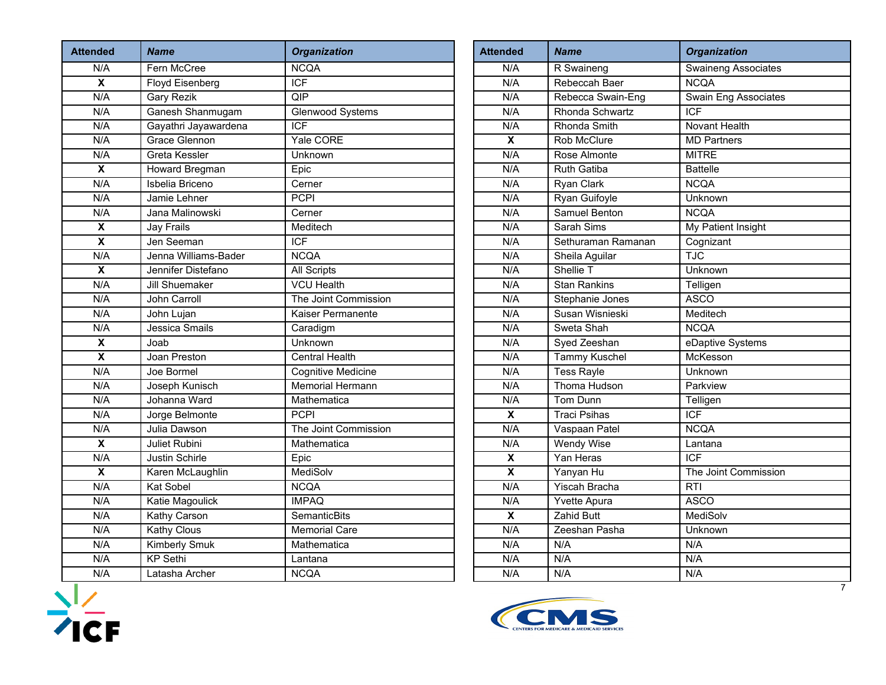| Attended | *Name* | *Organization* |
|---|---|---|
| N/A | Fern McCree | NCQA |
| **X** | Floyd Eisenberg | ICF |
| N/A | Gary Rezik | QIP |
| N/A | Ganesh Shanmugam | Glenwood Systems |
| N/A | Gayathri Jayawardena | ICF |
| N/A | Grace Glennon | Yale CORE |
| N/A | Greta Kessler | Unknown |
| **X** | Howard Bregman | Epic |
| N/A | Isbelia Briceno | Cerner |
| N/A | Jamie Lehner | PCPI |
| N/A | Jana Malinowski | Cerner |
| **X** | Jay Frails | Meditech |
| **X** | Jen Seeman | ICF |
| N/A | Jenna Williams-Bader | NCQA |
| **X** | Jennifer Distefano | All Scripts |
| N/A | Jill Shuemaker | VCU Health |
| N/A | John Carroll | The Joint Commission |
| N/A | John Lujan | Kaiser Permanente |
| N/A | Jessica Smails | Caradigm |
| **X** | Joab | Unknown |
| **X** | Joan Preston | Central Health |
| N/A | Joe Bormel | Cognitive Medicine |
| N/A | Joseph Kunisch | Memorial Hermann |
| N/A | Johanna Ward | Mathematica |
| N/A | Jorge Belmonte | PCPI |
| N/A | Julia Dawson | The Joint Commission |
| **X** | Juliet Rubini | Mathematica |
| N/A | Justin Schirle | Epic |
| **X** | Karen McLaughlin | MediSolv |
| N/A | Kat Sobel | NCQA |
| N/A | Katie Magoulick | IMPAQ |
| N/A | Kathy Carson | SemanticBits |
| N/A | Kathy Clous | Memorial Care |
| N/A | Kimberly Smuk | Mathematica |
| N/A | KP Sethi | Lantana |
| N/A | Latasha Archer | NCQA |

| Attended | *Name* | *Organization* |
|---|---|---|
| N/A | R Swaineng | Swaineng Associates |
| N/A | Rebeccah Baer | NCQA |
| N/A | Rebecca Swain-Eng | Swain Eng Associates |
| N/A | Rhonda Schwartz | ICF |
| N/A | Rhonda Smith | Novant Health |
| **X** | Rob McClure | MD Partners |
| N/A | Rose Almonte | MITRE |
| N/A | Ruth Gatiba | Battelle |
| N/A | Ryan Clark | NCQA |
| N/A | Ryan Guifoyle | Unknown |
| N/A | Samuel Benton | NCQA |
| N/A | Sarah Sims | My Patient Insight |
| N/A | Sethuraman Ramanan | Cognizant |
| N/A | Sheila Aguilar | TJC |
| N/A | Shellie T | Unknown |
| N/A | Stan Rankins | Telligen |
| N/A | Stephanie Jones | ASCO |
| N/A | Susan Wisnieski | Meditech |
| N/A | Sweta Shah | NCQA |
| N/A | Syed Zeeshan | eDaptive Systems |
| N/A | Tammy Kuschel | McKesson |
| N/A | Tess Rayle | Unknown |
| N/A | Thoma Hudson | Parkview |
| N/A | Tom Dunn | Telligen |
| **X** | Traci Psihas | ICF |
| N/A | Vaspaan Patel | NCQA |
| N/A | Wendy Wise | Lantana |
| **X** | Yan Heras | ICF |
| **X** | Yanyan Hu | The Joint Commission |
| N/A | Yiscah Bracha | RTI |
| N/A | Yvette Apura | ASCO |
| **X** | Zahid Butt | MediSolv |
| N/A | Zeeshan Pasha | Unknown |
| N/A | N/A | N/A |
| N/A | N/A | N/A |
| N/A | N/A | N/A |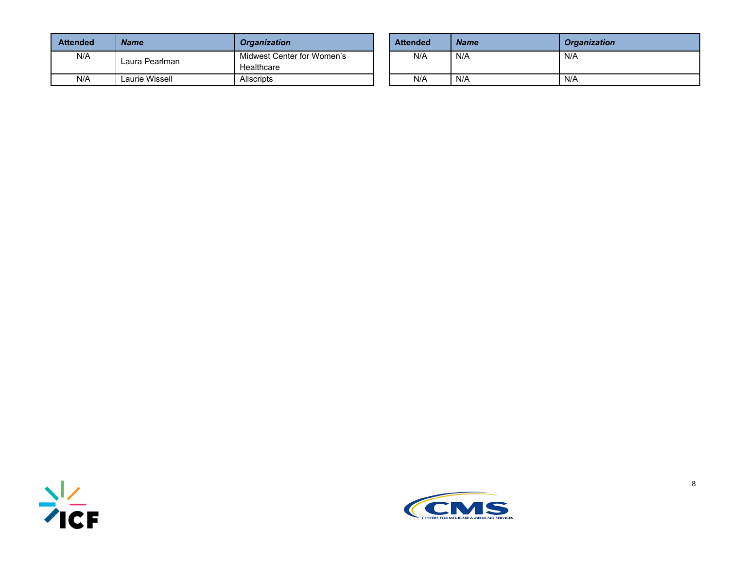| Attended | *Name* | *Organization* |
|---|---|---|
| N/A | Laura Pearlman | Midwest Center for Women's Healthcare |
| N/A | Laurie Wissell | Allscripts |

| Attended | *Name* | *Organization* |
|---|---|---|
| N/A | N/A | N/A |
| N/A | N/A | N/A |